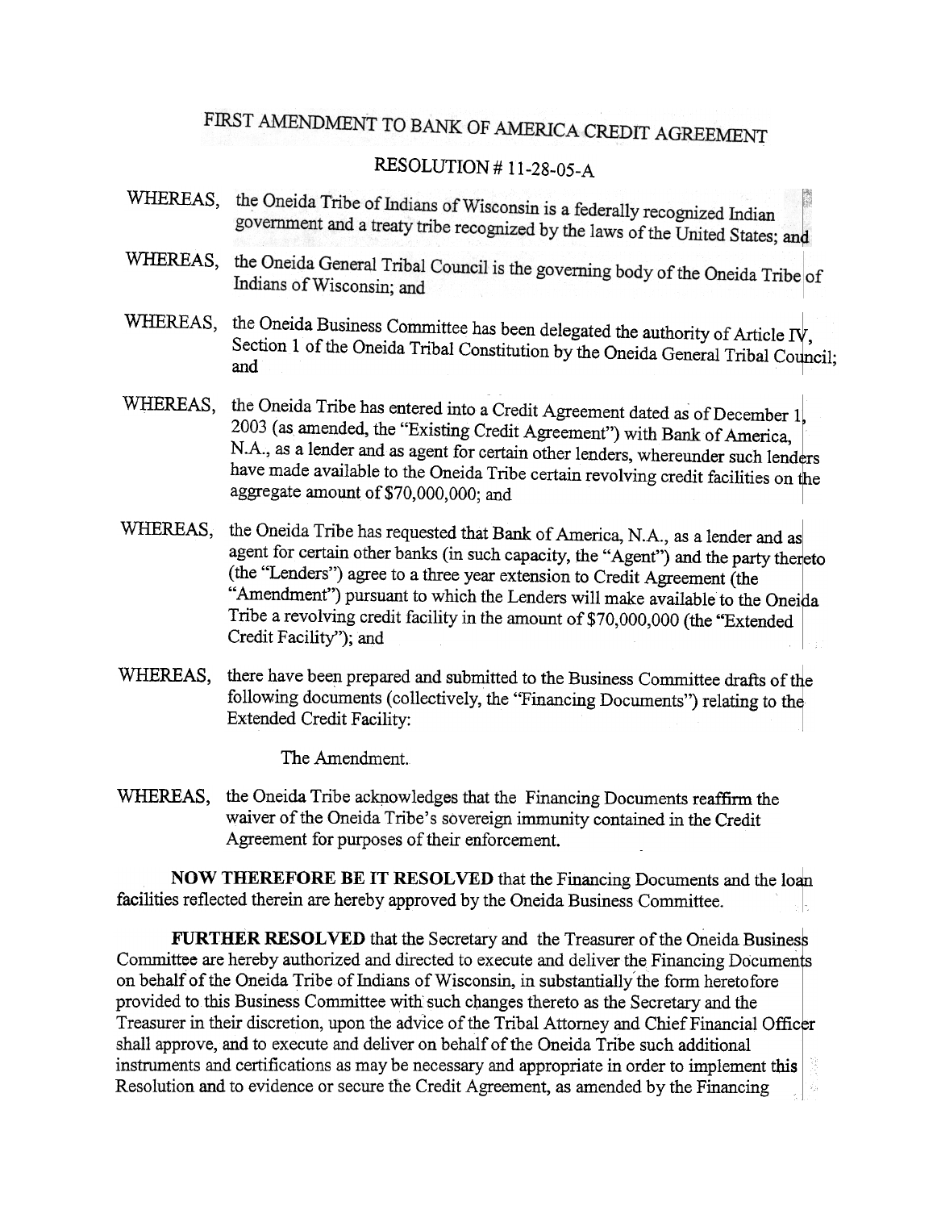# FIRST AMENDMENT TO BANK OF AMERICA CREDIT AGREEMENT

## RESOLUTION # 11-28-05-A

WHEREAS, the Oneida Tribe of Indians of Wisconsin is a federally recognized Indian government and a treaty tribe recognized by the laws of the United States; and

WHEREAS, the Oneida General Tribal Council is the governing body of the Oneida Tribe of Indians of Wisconsin; and

WHEREAS, the Oneida Business Committee has been delegated the authority of Article IV, Section 1 of the Oneida Tribal Constitution by the Oneida General Tribal Council; and

WHEREAS, the Oneida Tribe has entered into a Credit Agreement dated as of December 1, 2003 (as amended, the "Existing Credit Agreement") with Bank of America, N.A., as a lender and as agent for certain other lenders, whereunder such lenders have made available to the Oneida Tribe certain revolving credit facilities on the aggregate amount of $70,000,000; and

WHEREAS, the Oneida Tribe has requested that Bank of America, N.A., as a lender and as agent for certain other banks (in such capacity, the "Agent") and the party thereto (the "Lenders") agree to a three year extension to Credit Agreement (the "Amendment") pursuant to which the Lenders will make available to the Oneida Tribe a revolving credit facility in the amount of $70,000,000 (the "Extended Credit Facility"); and

WHEREAS, there have been prepared and submitted to the Business Committee drafts of the following documents (collectively, the "Financing Documents") relating to the Extended Credit Facility:

The Amendment.

WHEREAS, the Oneida Tribe acknowledges that the Financing Documents reaffirm the waiver of the Oneida Tribe's sovereign immunity contained in the Credit Agreement for purposes of their enforcement.

**NOW THEREFORE BE IT RESOLVED** that the Financing Documents and the loan facilities reflected therein are hereby approved by the Oneida Business Committee.

**FURTHER RESOLVED** that the Secretary and the Treasurer of the Oneida Business Committee are hereby authorized and directed to execute and deliver the Financing Documents on behalf of the Oneida Tribe of Indians of Wisconsin, in substantially the form heretofore provided to this Business Committee with such changes thereto as the Secretary and the Treasurer in their discretion, upon the advice of the Tribal Attorney and Chief Financial Officer shall approve, and to execute and deliver on behalf of the Oneida Tribe such additional instruments and certifications as may be necessary and appropriate in order to implement this Resolution and to evidence or secure the Credit Agreement, as amended by the Financing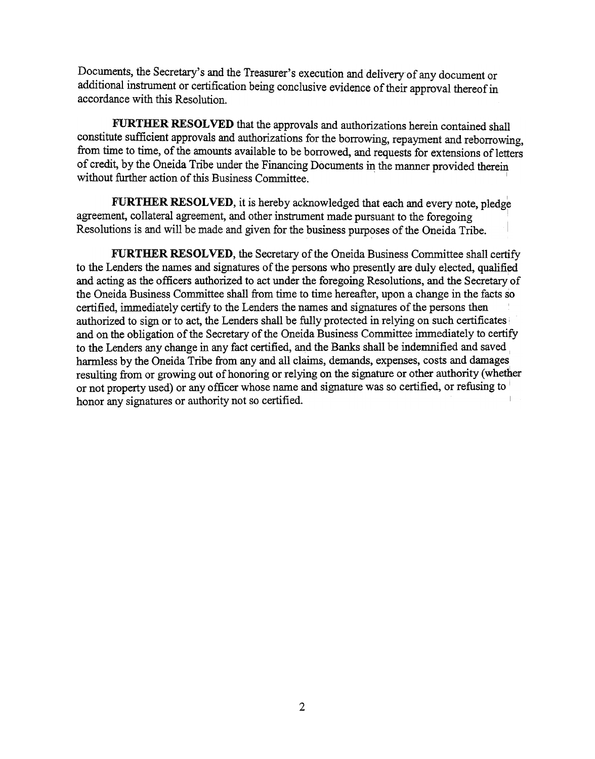Documents, the Secretary's and the Treasurer's execution and delivery of any document or additional instrument or certification being conclusive evidence of their approval thereof in accordance with this Resolution.

**FURTHER RESOLVED** that the approvals and authorizations herein contained shall constitute sufficient approvals and authorizations for the borrowing, repayment and reborrowing, from time to time, of the amounts available to be borrowed, and requests for extensions of letters of credit, by the Oneida Tribe under the Financing Documents in the manner provided therein without further action of this Business Committee.

**FURTHER RESOLVED**, it is hereby acknowledged that each and every note, pledge agreement, collateral agreement, and other instrument made pursuant to the foregoing Resolutions is and will be made and given for the business purposes of the Oneida Tribe.

**FURTHER RESOLVED**, the Secretary of the Oneida Business Committee shall certify to the Lenders the names and signatures of the persons who presently are duly elected, qualified and acting as the officers authorized to act under the foregoing Resolutions, and the Secretary of the Oneida Business Committee shall from time to time hereafter, upon a change in the facts so certified, immediately certify to the Lenders the names and signatures of the persons then authorized to sign or to act, the Lenders shall be fully protected in relying on such certificates and on the obligation of the Secretary of the Oneida Business Committee immediately to certify to the Lenders any change in any fact certified, and the Banks shall be indemnified and saved harmless by the Oneida Tribe from any and all claims, demands, expenses, costs and damages resulting from or growing out of honoring or relying on the signature or other authority (whether or not property used) or any officer whose name and signature was so certified, or refusing to honor any signatures or authority not so certified.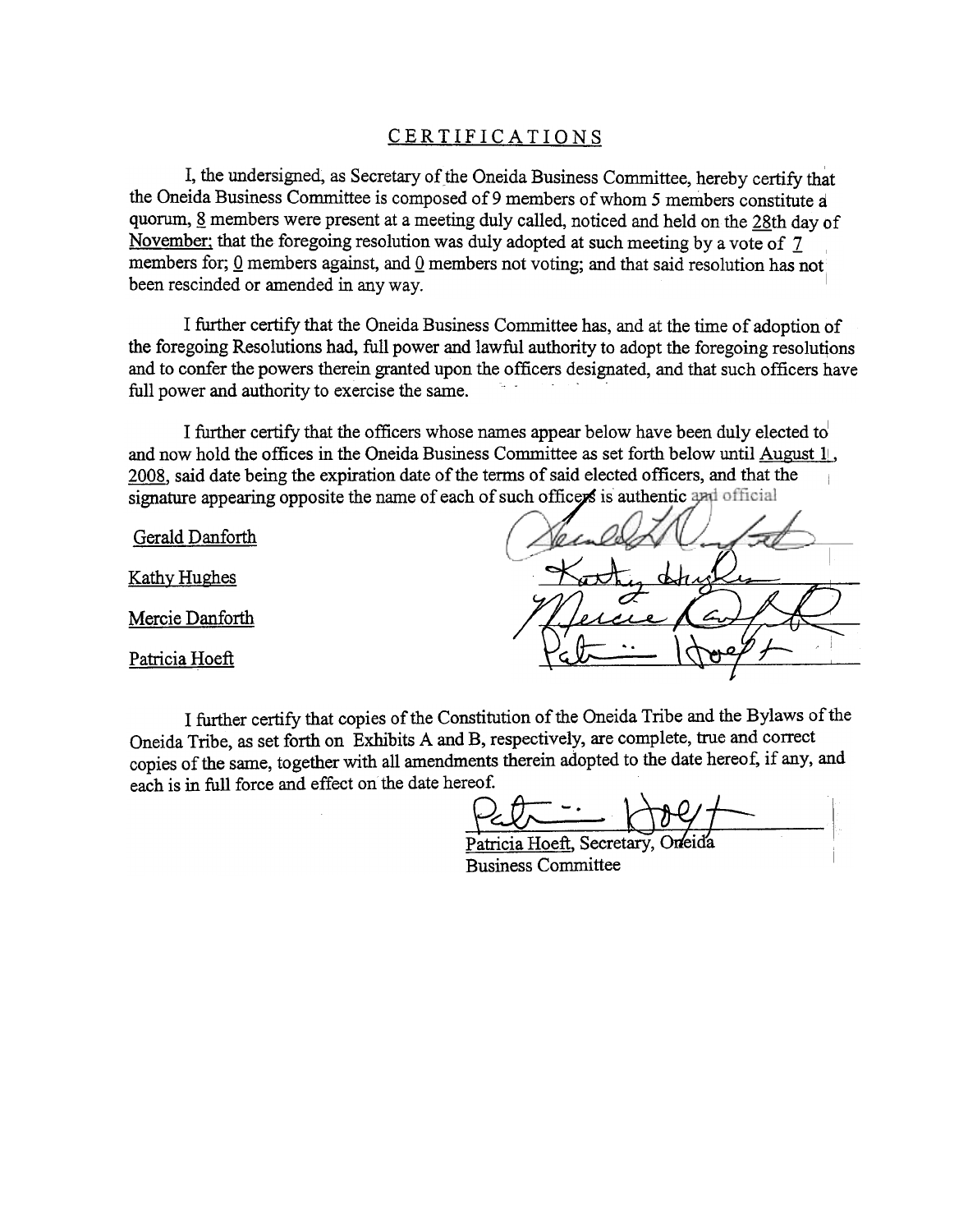# CERTIFICATIONS

I, the undersigned, as Secretary of the Oneida Business Committee, hereby certify that the Oneida Business Committee is composed of 9 members of whom 5 members constitute a quorum, 8 members were present at a meeting duly called, noticed and held on the 28th day of November; that the foregoing resolution was duly adopted at such meeting by a vote of 7 members for; 0 members against, and 0 members not voting; and that said resolution has not been rescinded or amended in any way.

I further certify that the Oneida Business Committee has, and at the time of adoption of the foregoing Resolutions had, full power and lawful authority to adopt the foregoing resolutions and to confer the powers therein granted upon the officers designated, and that such officers have full power and authority to exercise the same.

I further certify that the officers whose names appear below have been duly elected to and now hold the offices in the Oneida Business Committee as set forth below until August 1, 2008, said date being the expiration date of the terms of said elected officers, and that the signature appearing opposite the name of each of such officers is authentic and official

Gerald Danforth

Kathy Hughes

Mercie Danforth

Patricia Hoeft

I further certify that copies of the Constitution of the Oneida Tribe and the Bylaws of the Oneida Tribe, as set forth on Exhibits A and B, respectively, are complete, true and correct copies of the same, together with all amendments therein adopted to the date hereof, if any, and each is in full force and effect on the date hereof.

Patricia Hoeft, Secretary, Oneida Business Committee